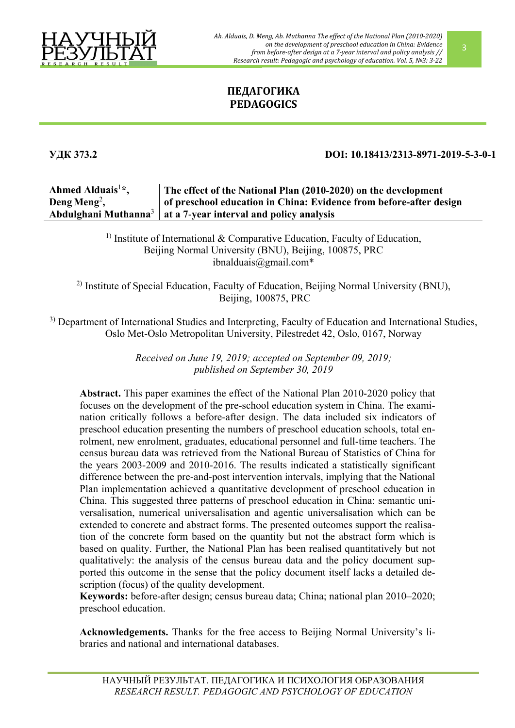# ПЕДАГОГИКА
# PEDAGOGICS

**УДК 373.2** **DOI: 10.18413/2313-8971-2019-5-3-0-1**

**Ahmed Alduais**[1]**\*, Deng Meng**[2]**, Abdulghani Muthanna**[3]

## The effect of the National Plan (2010-2020) on the development of preschool education in China: Evidence from before-after design at a 7-year interval and policy analysis

[1] Institute of International & Comparative Education, Faculty of Education, Beijing Normal University (BNU), Beijing, 100875, PRC
ibnalduais@gmail.com*

[2] Institute of Special Education, Faculty of Education, Beijing Normal University (BNU), Beijing, 100875, PRC

[3] Department of International Studies and Interpreting, Faculty of Education and International Studies, Oslo Met-Oslo Metropolitan University, Pilestredet 42, Oslo, 0167, Norway

*Received on June 19, 2019; accepted on September 09, 2019; published on September 30, 2019*

**Abstract.** This paper examines the effect of the National Plan 2010-2020 policy that focuses on the development of the pre-school education system in China. The examination critically follows a before-after design. The data included six indicators of preschool education presenting the numbers of preschool education schools, total enrolment, new enrolment, graduates, educational personnel and full-time teachers. The census bureau data was retrieved from the National Bureau of Statistics of China for the years 2003-2009 and 2010-2016. The results indicated a statistically significant difference between the pre-and-post intervention intervals, implying that the National Plan implementation achieved a quantitative development of preschool education in China. This suggested three patterns of preschool education in China: semantic universalisation, numerical universalisation and agentic universalisation which can be extended to concrete and abstract forms. The presented outcomes support the realisation of the concrete form based on the quantity but not the abstract form which is based on quality. Further, the National Plan has been realised quantitatively but not qualitatively: the analysis of the census bureau data and the policy document supported this outcome in the sense that the policy document itself lacks a detailed description (focus) of the quality development.

**Keywords:** before-after design; census bureau data; China; national plan 2010–2020; preschool education.

**Acknowledgements.** Thanks for the free access to Beijing Normal University's libraries and national and international databases.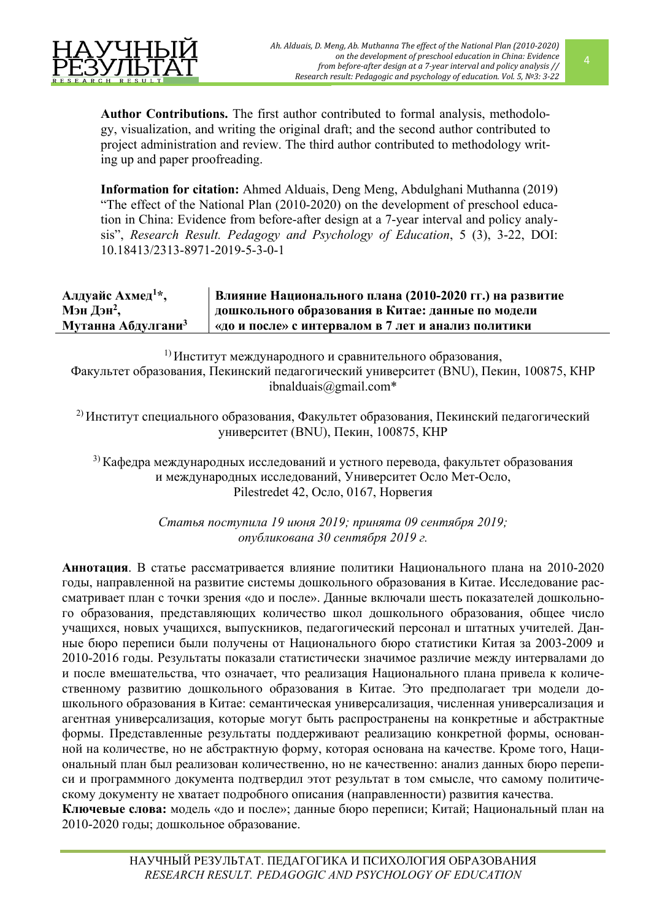**Author Contributions.** The first author contributed to formal analysis, methodology, visualization, and writing the original draft; and the second author contributed to project administration and review. The third author contributed to methodology writing up and paper proofreading.

**Information for citation:** Ahmed Alduais, Deng Meng, Abdulghani Muthanna (2019) "The effect of the National Plan (2010-2020) on the development of preschool education in China: Evidence from before-after design at a 7-year interval and policy analysis", *Research Result. Pedagogy and Psychology of Education*, 5 (3), 3-22, DOI: 10.18413/2313-8971-2019-5-3-0-1

| **Алдуайс Ахмед[1]*, Мэн Дэн[2], Мутанна Абдулгани[3]** | **Влияние Национального плана (2010-2020 гг.) на развитие дошкольного образования в Китае: данные по модели «до и после» с интервалом в 7 лет и анализ политики** |
|---|---|

[1] Институт международного и сравнительного образования, Факультет образования, Пекинский педагогический университет (BNU), Пекин, 100875, КНР
ibnalduais@gmail.com*

[2] Институт специального образования, Факультет образования, Пекинский педагогический университет (BNU), Пекин, 100875, КНР

[3] Кафедра международных исследований и устного перевода, факультет образования и международных исследований, Университет Осло Мет-Осло, Pilestredet 42, Осло, 0167, Норвегия

*Статья поступила 19 июня 2019; принята 09 сентября 2019; опубликована 30 сентября 2019 г.*

**Аннотация**. В статье рассматривается влияние политики Национального плана на 2010-2020 годы, направленной на развитие системы дошкольного образования в Китае. Исследование рассматривает план с точки зрения «до и после». Данные включали шесть показателей дошкольного образования, представляющих количество школ дошкольного образования, общее число учащихся, новых учащихся, выпускников, педагогический персонал и штатных учителей. Данные бюро переписи были получены от Национального бюро статистики Китая за 2003-2009 и 2010-2016 годы. Результаты показали статистически значимое различие между интервалами до и после вмешательства, что означает, что реализация Национального плана привела к количественному развитию дошкольного образования в Китае. Это предполагает три модели дошкольного образования в Китае: семантическая универсализация, численная универсализация и агентная универсализация, которые могут быть распространены на конкретные и абстрактные формы. Представленные результаты поддерживают реализацию конкретной формы, основанной на количестве, но не абстрактную форму, которая основана на качестве. Кроме того, Национальный план был реализован количественно, но не качественно: анализ данных бюро переписи и программного документа подтвердил этот результат в том смысле, что самому политическому документу не хватает подробного описания (направленности) развития качества.

**Ключевые слова:** модель «до и после»; данные бюро переписи; Китай; Национальный план на 2010-2020 годы; дошкольное образование.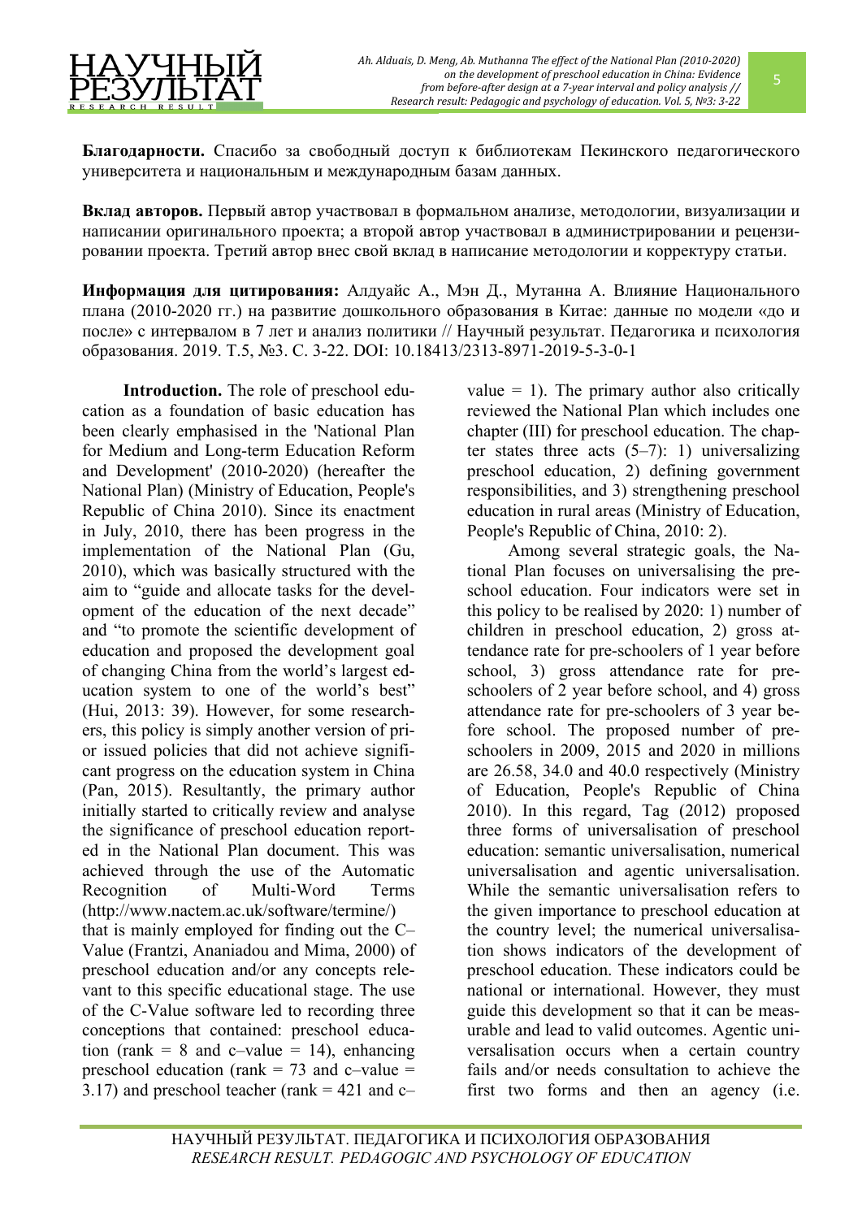**Благодарности.** Спасибо за свободный доступ к библиотекам Пекинского педагогического университета и национальным и международным базам данных.

**Вклад авторов.** Первый автор участвовал в формальном анализе, методологии, визуализации и написании оригинального проекта; а второй автор участвовал в администрировании и рецензировании проекта. Третий автор внес свой вклад в написание методологии и корректуру статьи.

**Информация для цитирования:** Алдуайс А., Мэн Д., Мутанна А. Влияние Национального плана (2010-2020 гг.) на развитие дошкольного образования в Китае: данные по модели «до и после» с интервалом в 7 лет и анализ политики // Научный результат. Педагогика и психология образования. 2019. Т.5, №3. С. 3-22. DOI: 10.18413/2313-8971-2019-5-3-0-1

**Introduction.** The role of preschool education as a foundation of basic education has been clearly emphasised in the 'National Plan for Medium and Long-term Education Reform and Development' (2010-2020) (hereafter the National Plan) (Ministry of Education, People's Republic of China 2010). Since its enactment in July, 2010, there has been progress in the implementation of the National Plan (Gu, 2010), which was basically structured with the aim to "guide and allocate tasks for the development of the education of the next decade" and "to promote the scientific development of education and proposed the development goal of changing China from the world's largest education system to one of the world's best" (Hui, 2013: 39). However, for some researchers, this policy is simply another version of prior issued policies that did not achieve significant progress on the education system in China (Pan, 2015). Resultantly, the primary author initially started to critically review and analyse the significance of preschool education reported in the National Plan document. This was achieved through the use of the Automatic Recognition of Multi-Word Terms (http://www.nactem.ac.uk/software/termine/) that is mainly employed for finding out the C–Value (Frantzi, Ananiadou and Mima, 2000) of preschool education and/or any concepts relevant to this specific educational stage. The use of the C-Value software led to recording three conceptions that contained: preschool education (rank = 8 and c–value = 14), enhancing preschool education (rank = 73 and c–value = 3.17) and preschool teacher (rank = 421 and c–value = 1). The primary author also critically reviewed the National Plan which includes one chapter (III) for preschool education. The chapter states three acts (5–7): 1) universalizing preschool education, 2) defining government responsibilities, and 3) strengthening preschool education in rural areas (Ministry of Education, People's Republic of China, 2010: 2).

Among several strategic goals, the National Plan focuses on universalising the preschool education. Four indicators were set in this policy to be realised by 2020: 1) number of children in preschool education, 2) gross attendance rate for pre-schoolers of 1 year before school, 3) gross attendance rate for pre-schoolers of 2 year before school, and 4) gross attendance rate for pre-schoolers of 3 year before school. The proposed number of pre-schoolers in 2009, 2015 and 2020 in millions are 26.58, 34.0 and 40.0 respectively (Ministry of Education, People's Republic of China 2010). In this regard, Tag (2012) proposed three forms of universalisation of preschool education: semantic universalisation, numerical universalisation and agentic universalisation. While the semantic universalisation refers to the given importance to preschool education at the country level; the numerical universalisation shows indicators of the development of preschool education. These indicators could be national or international. However, they must guide this development so that it can be measurable and lead to valid outcomes. Agentic universalisation occurs when a certain country fails and/or needs consultation to achieve the first two forms and then an agency (i.e.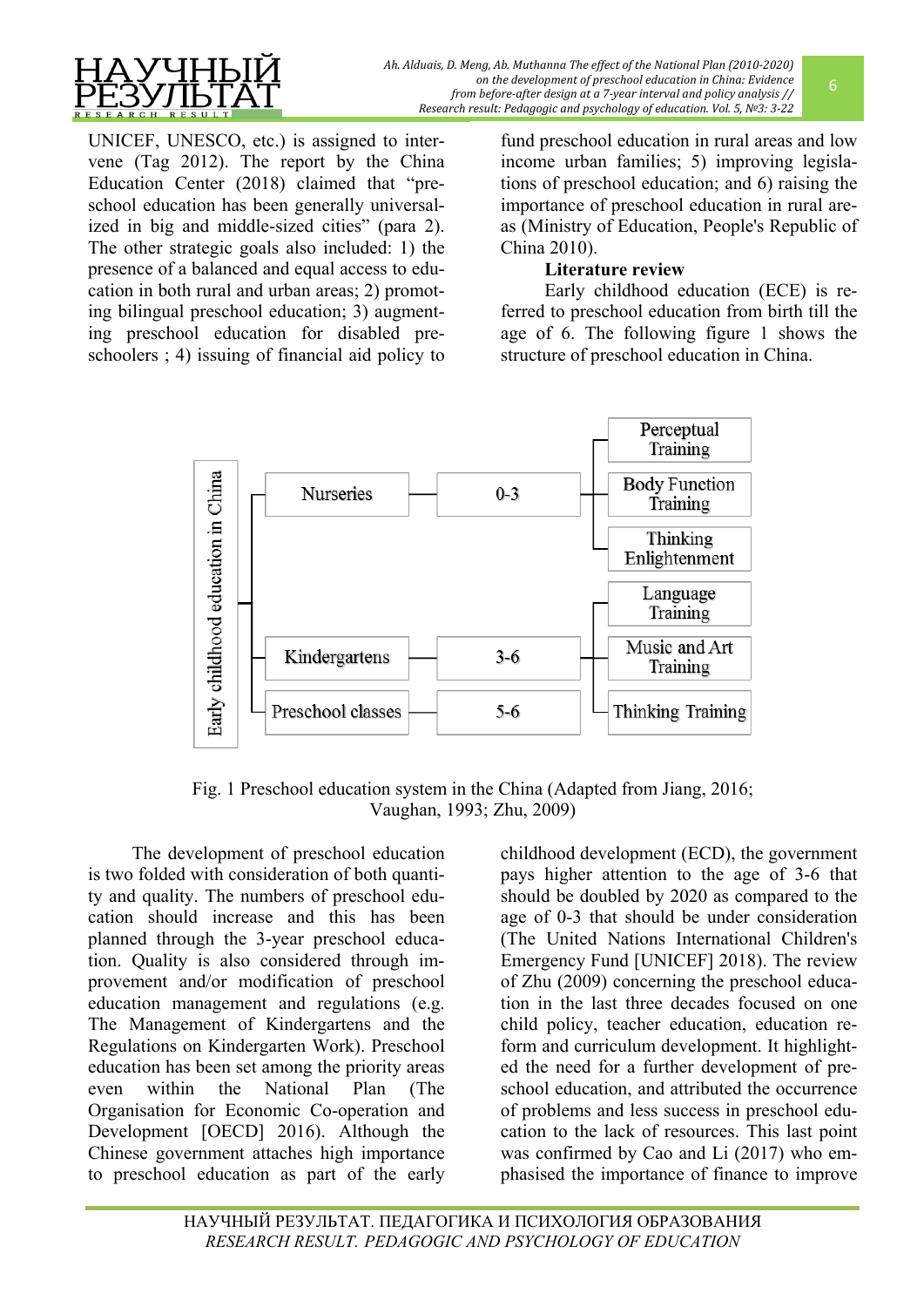UNICEF, UNESCO, etc.) is assigned to intervene (Tag 2012). The report by the China Education Center (2018) claimed that "preschool education has been generally universalized in big and middle-sized cities" (para 2). The other strategic goals also included: 1) the presence of a balanced and equal access to education in both rural and urban areas; 2) promoting bilingual preschool education; 3) augmenting preschool education for disabled preschoolers ; 4) issuing of financial aid policy to fund preschool education in rural areas and low income urban families; 5) improving legislations of preschool education; and 6) raising the importance of preschool education in rural areas (Ministry of Education, People's Republic of China 2010).

**Literature review**

Early childhood education (ECE) is referred to preschool education from birth till the age of 6. The following figure 1 shows the structure of preschool education in China.

Early childhood education in China
- Nurseries — 0-3 — Perceptual Training; Body Function Training; Thinking Enlightenment
- Kindergartens — 3-6 — Language Training; Music and Art Training; Thinking Training
- Preschool classes — 5-6

Fig. 1 Preschool education system in the China (Adapted from Jiang, 2016; Vaughan, 1993; Zhu, 2009)

The development of preschool education is two folded with consideration of both quantity and quality. The numbers of preschool education should increase and this has been planned through the 3-year preschool education. Quality is also considered through improvement and/or modification of preschool education management and regulations (e.g. The Management of Kindergartens and the Regulations on Kindergarten Work). Preschool education has been set among the priority areas even within the National Plan (The Organisation for Economic Co-operation and Development [OECD] 2016). Although the Chinese government attaches high importance to preschool education as part of the early childhood development (ECD), the government pays higher attention to the age of 3-6 that should be doubled by 2020 as compared to the age of 0-3 that should be under consideration (The United Nations International Children's Emergency Fund [UNICEF] 2018). The review of Zhu (2009) concerning the preschool education in the last three decades focused on one child policy, teacher education, education reform and curriculum development. It highlighted the need for a further development of preschool education, and attributed the occurrence of problems and less success in preschool education to the lack of resources. This last point was confirmed by Cao and Li (2017) who emphasised the importance of finance to improve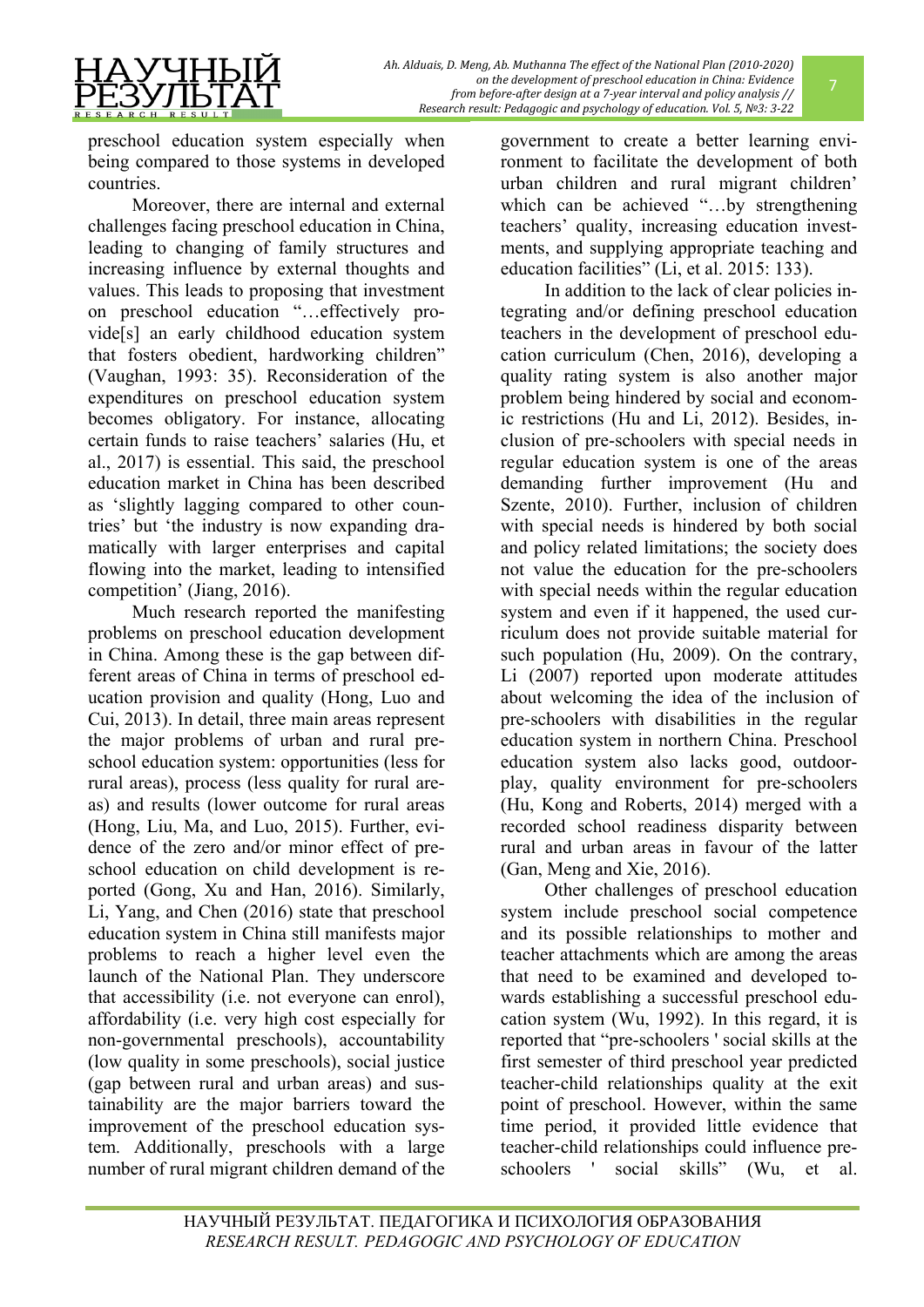preschool education system especially when being compared to those systems in developed countries.

Moreover, there are internal and external challenges facing preschool education in China, leading to changing of family structures and increasing influence by external thoughts and values. This leads to proposing that investment on preschool education "…effectively provide[s] an early childhood education system that fosters obedient, hardworking children" (Vaughan, 1993: 35). Reconsideration of the expenditures on preschool education system becomes obligatory. For instance, allocating certain funds to raise teachers' salaries (Hu, et al., 2017) is essential. This said, the preschool education market in China has been described as 'slightly lagging compared to other countries' but 'the industry is now expanding dramatically with larger enterprises and capital flowing into the market, leading to intensified competition' (Jiang, 2016).

Much research reported the manifesting problems on preschool education development in China. Among these is the gap between different areas of China in terms of preschool education provision and quality (Hong, Luo and Cui, 2013). In detail, three main areas represent the major problems of urban and rural preschool education system: opportunities (less for rural areas), process (less quality for rural areas) and results (lower outcome for rural areas (Hong, Liu, Ma, and Luo, 2015). Further, evidence of the zero and/or minor effect of preschool education on child development is reported (Gong, Xu and Han, 2016). Similarly, Li, Yang, and Chen (2016) state that preschool education system in China still manifests major problems to reach a higher level even the launch of the National Plan. They underscore that accessibility (i.e. not everyone can enrol), affordability (i.e. very high cost especially for non-governmental preschools), accountability (low quality in some preschools), social justice (gap between rural and urban areas) and sustainability are the major barriers toward the improvement of the preschool education system. Additionally, preschools with a large number of rural migrant children demand of the government to create a better learning environment to facilitate the development of both urban children and rural migrant children' which can be achieved "…by strengthening teachers' quality, increasing education investments, and supplying appropriate teaching and education facilities" (Li, et al. 2015: 133).

In addition to the lack of clear policies integrating and/or defining preschool education teachers in the development of preschool education curriculum (Chen, 2016), developing a quality rating system is also another major problem being hindered by social and economic restrictions (Hu and Li, 2012). Besides, inclusion of pre-schoolers with special needs in regular education system is one of the areas demanding further improvement (Hu and Szente, 2010). Further, inclusion of children with special needs is hindered by both social and policy related limitations; the society does not value the education for the pre-schoolers with special needs within the regular education system and even if it happened, the used curriculum does not provide suitable material for such population (Hu, 2009). On the contrary, Li (2007) reported upon moderate attitudes about welcoming the idea of the inclusion of pre-schoolers with disabilities in the regular education system in northern China. Preschool education system also lacks good, outdoor-play, quality environment for pre-schoolers (Hu, Kong and Roberts, 2014) merged with a recorded school readiness disparity between rural and urban areas in favour of the latter (Gan, Meng and Xie, 2016).

Other challenges of preschool education system include preschool social competence and its possible relationships to mother and teacher attachments which are among the areas that need to be examined and developed towards establishing a successful preschool education system (Wu, 1992). In this regard, it is reported that "pre-schoolers ' social skills at the first semester of third preschool year predicted teacher-child relationships quality at the exit point of preschool. However, within the same time period, it provided little evidence that teacher-child relationships could influence pre-schoolers ' social skills" (Wu, et al.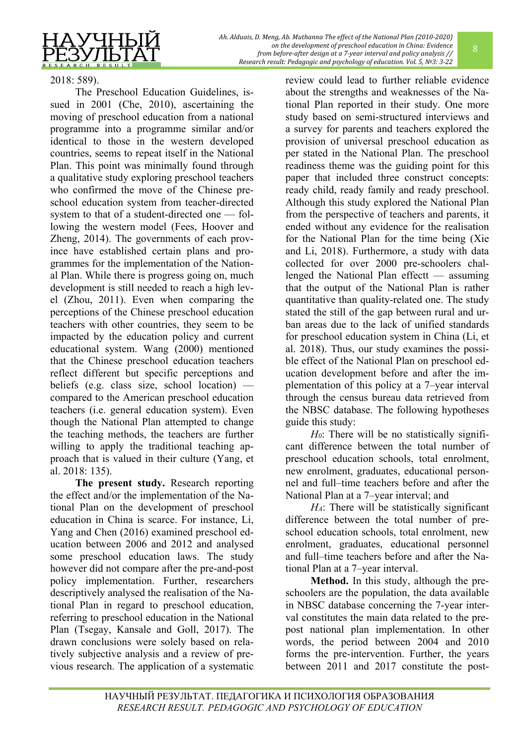2018: 589).

The Preschool Education Guidelines, issued in 2001 (Che, 2010), ascertaining the moving of preschool education from a national programme into a programme similar and/or identical to those in the western developed countries, seems to repeat itself in the National Plan. This point was minimally found through a qualitative study exploring preschool teachers who confirmed the move of the Chinese preschool education system from teacher-directed system to that of a student-directed one — following the western model (Fees, Hoover and Zheng, 2014). The governments of each province have established certain plans and programmes for the implementation of the National Plan. While there is progress going on, much development is still needed to reach a high level (Zhou, 2011). Even when comparing the perceptions of the Chinese preschool education teachers with other countries, they seem to be impacted by the education policy and current educational system. Wang (2000) mentioned that the Chinese preschool education teachers reflect different but specific perceptions and beliefs (e.g. class size, school location) — compared to the American preschool education teachers (i.e. general education system). Even though the National Plan attempted to change the teaching methods, the teachers are further willing to apply the traditional teaching approach that is valued in their culture (Yang, et al. 2018: 135).

**The present study.** Research reporting the effect and/or the implementation of the National Plan on the development of preschool education in China is scarce. For instance, Li, Yang and Chen (2016) examined preschool education between 2006 and 2012 and analysed some preschool education laws. The study however did not compare after the pre-and-post policy implementation. Further, researchers descriptively analysed the realisation of the National Plan in regard to preschool education, referring to preschool education in the National Plan (Tsegay, Kansale and Goll, 2017). The drawn conclusions were solely based on relatively subjective analysis and a review of previous research. The application of a systematic review could lead to further reliable evidence about the strengths and weaknesses of the National Plan reported in their study. One more study based on semi-structured interviews and a survey for parents and teachers explored the provision of universal preschool education as per stated in the National Plan. The preschool readiness theme was the guiding point for this paper that included three construct concepts: ready child, ready family and ready preschool. Although this study explored the National Plan from the perspective of teachers and parents, it ended without any evidence for the realisation for the National Plan for the time being (Xie and Li, 2018). Furthermore, a study with data collected for over 2000 pre-schoolers challenged the National Plan effectt — assuming that the output of the National Plan is rather quantitative than quality-related one. The study stated the still of the gap between rural and urban areas due to the lack of unified standards for preschool education system in China (Li, et al. 2018). Thus, our study examines the possible effect of the National Plan on preschool education development before and after the implementation of this policy at a 7–year interval through the census bureau data retrieved from the NBSC database. The following hypotheses guide this study:

$H_0$: There will be no statistically significant difference between the total number of preschool education schools, total enrolment, new enrolment, graduates, educational personnel and full–time teachers before and after the National Plan at a 7–year interval; and

$H_A$: There will be statistically significant difference between the total number of preschool education schools, total enrolment, new enrolment, graduates, educational personnel and full–time teachers before and after the National Plan at a 7–year interval.

**Method.** In this study, although the preschoolers are the population, the data available in NBSC database concerning the 7-year interval constitutes the main data related to the prepost national plan implementation. In other words, the period between 2004 and 2010 forms the pre-intervention. Further, the years between 2011 and 2017 constitute the post-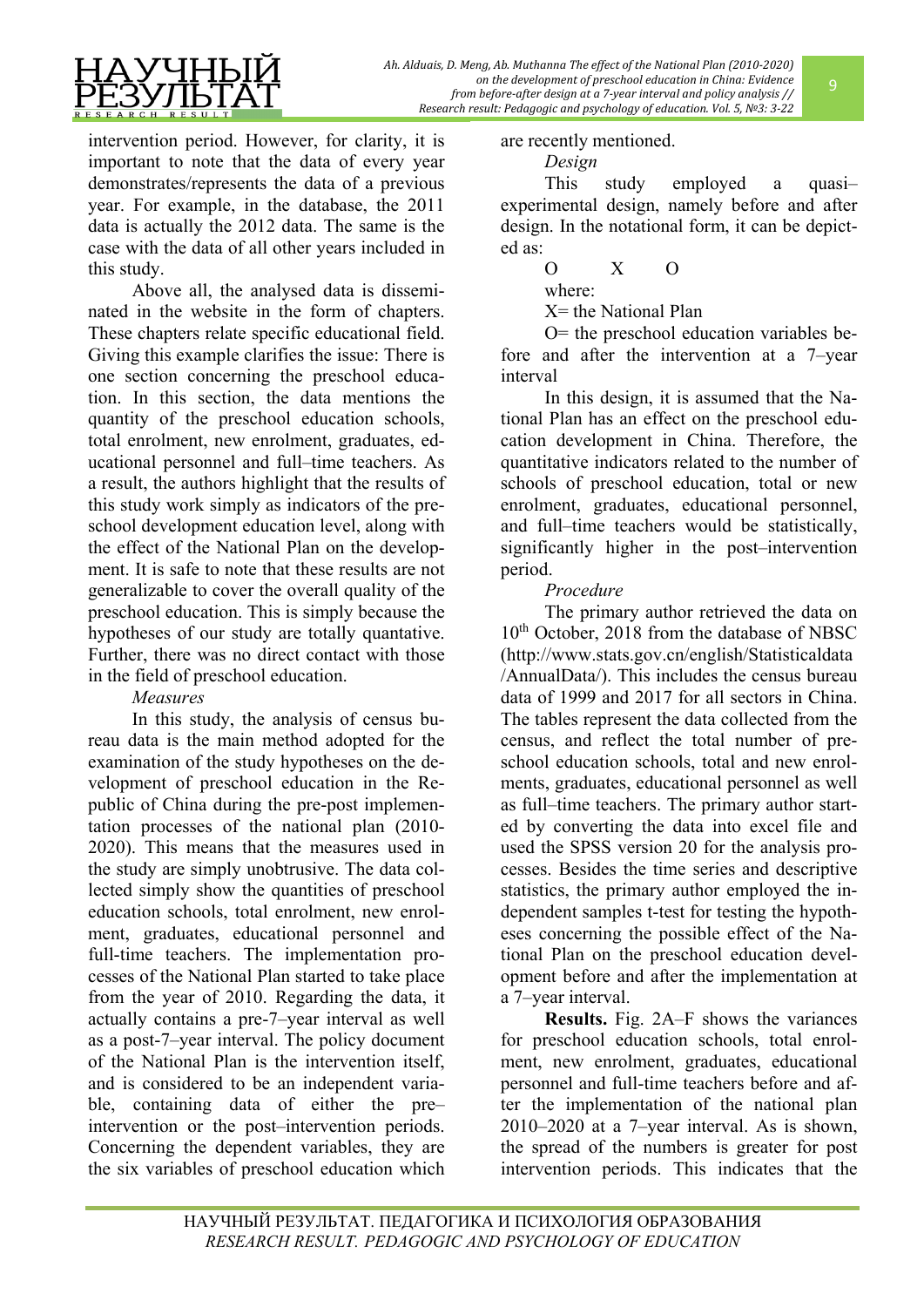intervention period. However, for clarity, it is important to note that the data of every year demonstrates/represents the data of a previous year. For example, in the database, the 2011 data is actually the 2012 data. The same is the case with the data of all other years included in this study.

Above all, the analysed data is disseminated in the website in the form of chapters. These chapters relate specific educational field. Giving this example clarifies the issue: There is one section concerning the preschool education. In this section, the data mentions the quantity of the preschool education schools, total enrolment, new enrolment, graduates, educational personnel and full–time teachers. As a result, the authors highlight that the results of this study work simply as indicators of the preschool development education level, along with the effect of the National Plan on the development. It is safe to note that these results are not generalizable to cover the overall quality of the preschool education. This is simply because the hypotheses of our study are totally quantative. Further, there was no direct contact with those in the field of preschool education.

*Measures*

In this study, the analysis of census bureau data is the main method adopted for the examination of the study hypotheses on the development of preschool education in the Republic of China during the pre-post implementation processes of the national plan (2010-2020). This means that the measures used in the study are simply unobtrusive. The data collected simply show the quantities of preschool education schools, total enrolment, new enrolment, graduates, educational personnel and full-time teachers. The implementation processes of the National Plan started to take place from the year of 2010. Regarding the data, it actually contains a pre-7–year interval as well as a post-7–year interval. The policy document of the National Plan is the intervention itself, and is considered to be an independent variable, containing data of either the pre–intervention or the post–intervention periods. Concerning the dependent variables, they are the six variables of preschool education which are recently mentioned.

*Design*

This study employed a quasi–experimental design, namely before and after design. In the notational form, it can be depicted as:

O X O

where:

X= the National Plan

O= the preschool education variables before and after the intervention at a 7–year interval

In this design, it is assumed that the National Plan has an effect on the preschool education development in China. Therefore, the quantitative indicators related to the number of schools of preschool education, total or new enrolment, graduates, educational personnel, and full–time teachers would be statistically, significantly higher in the post–intervention period.

*Procedure*

The primary author retrieved the data on 10th October, 2018 from the database of NBSC (http://www.stats.gov.cn/english/Statisticaldata/AnnualData/). This includes the census bureau data of 1999 and 2017 for all sectors in China. The tables represent the data collected from the census, and reflect the total number of preschool education schools, total and new enrolments, graduates, educational personnel as well as full–time teachers. The primary author started by converting the data into excel file and used the SPSS version 20 for the analysis processes. Besides the time series and descriptive statistics, the primary author employed the independent samples t-test for testing the hypotheses concerning the possible effect of the National Plan on the preschool education development before and after the implementation at a 7–year interval.

**Results.** Fig. 2A–F shows the variances for preschool education schools, total enrolment, new enrolment, graduates, educational personnel and full-time teachers before and after the implementation of the national plan 2010–2020 at a 7–year interval. As is shown, the spread of the numbers is greater for post intervention periods. This indicates that the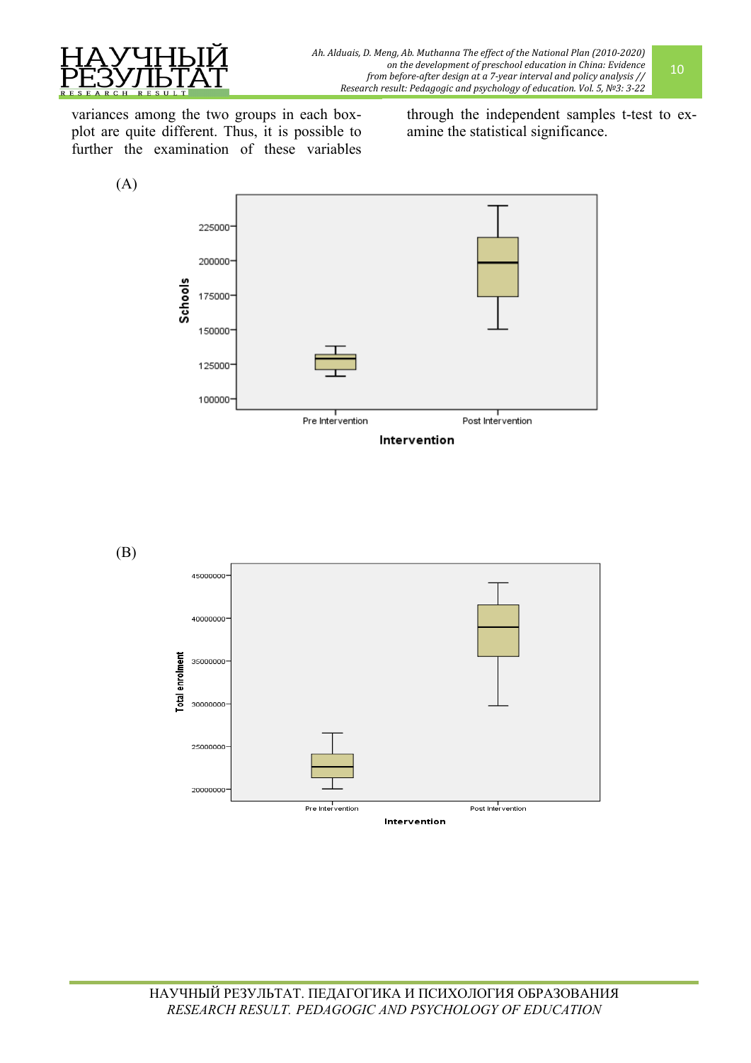variances among the two groups in each box-plot are quite different. Thus, it is possible to further the examination of these variables through the independent samples t-test to examine the statistical significance.

(A)

(B)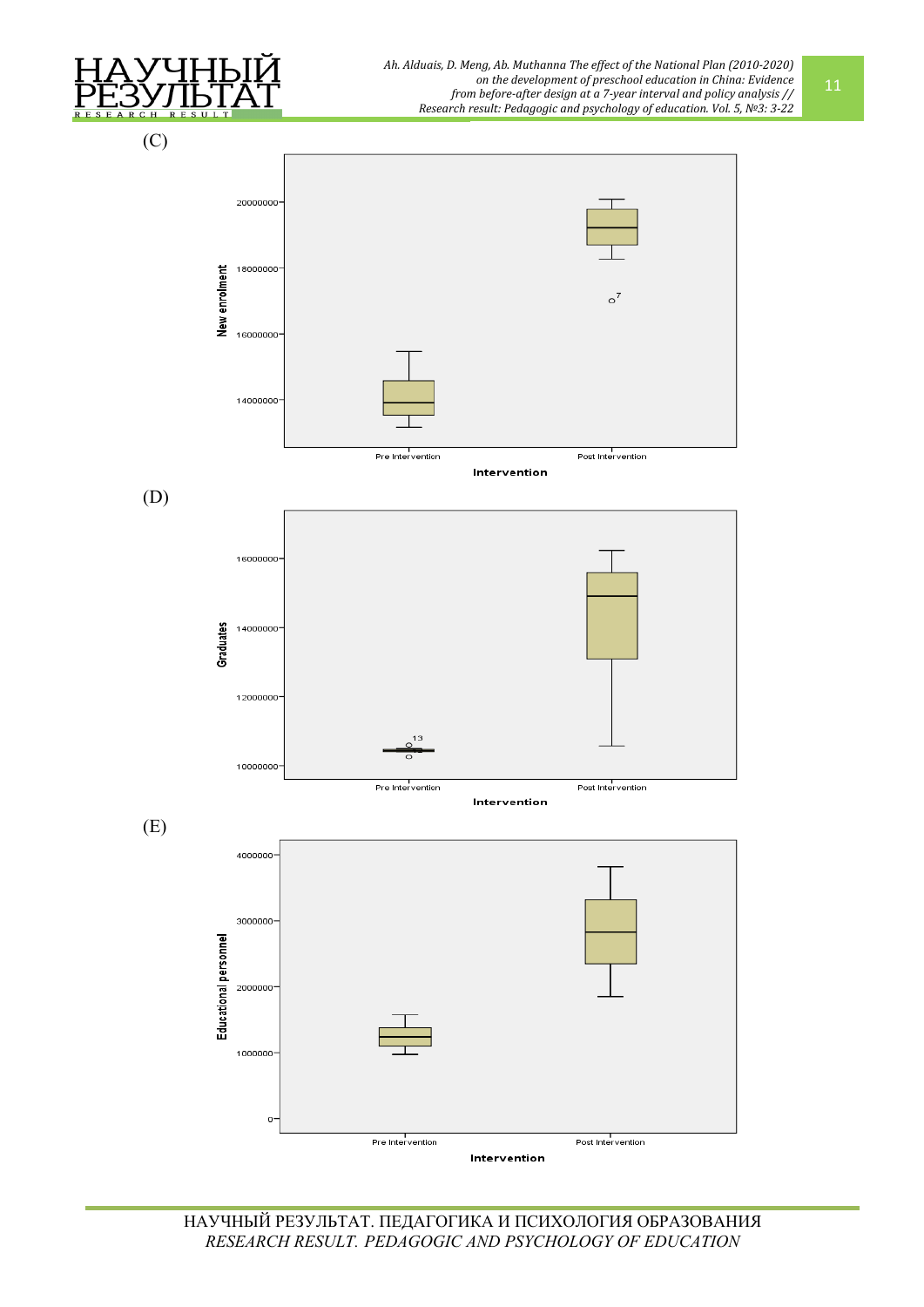(C)

(D)

(E)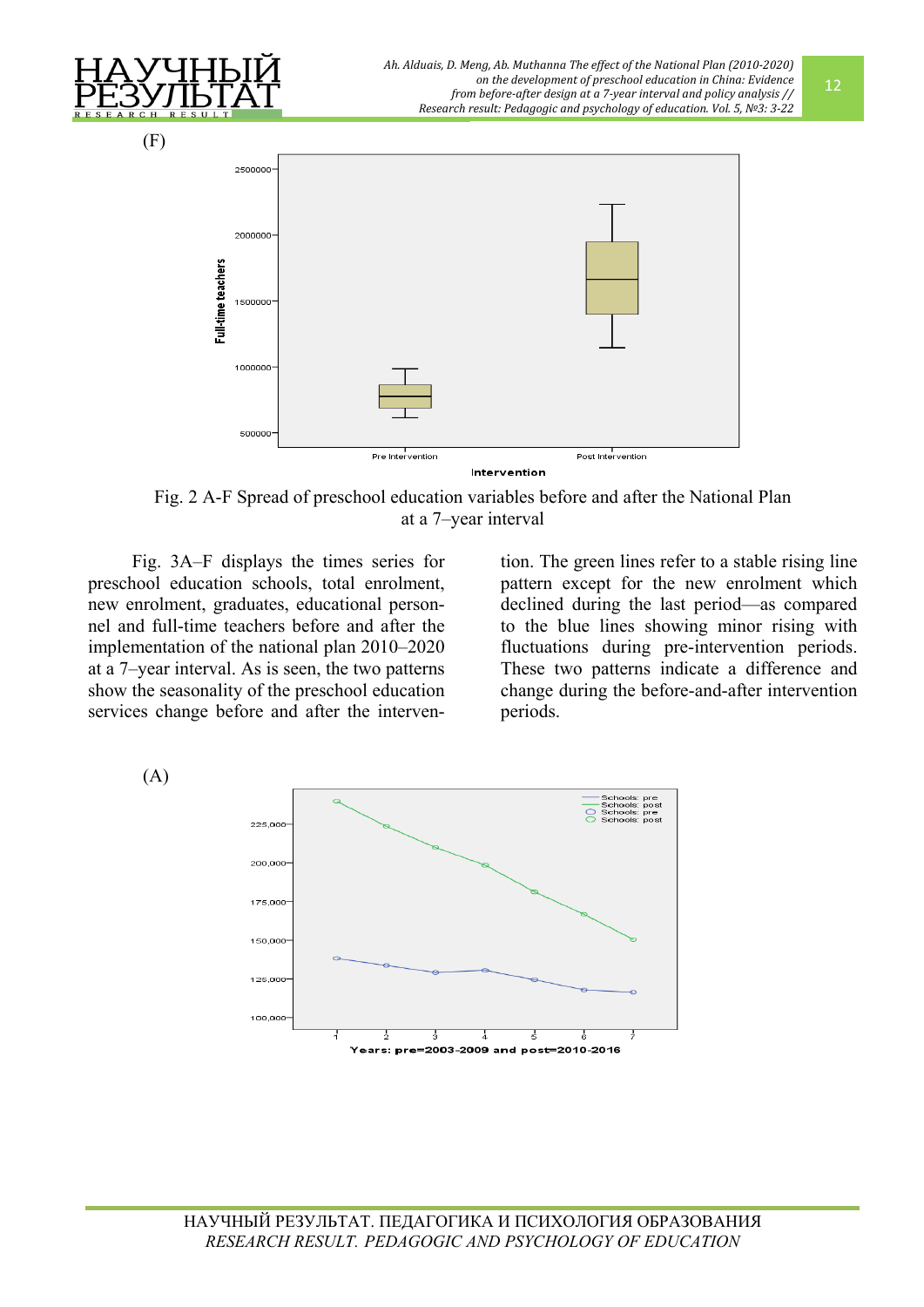(F)

Fig. 2 A-F Spread of preschool education variables before and after the National Plan at a 7–year interval

Fig. 3A–F displays the times series for preschool education schools, total enrolment, new enrolment, graduates, educational personnel and full-time teachers before and after the implementation of the national plan 2010–2020 at a 7–year interval. As is seen, the two patterns show the seasonality of the preschool education services change before and after the intervention. The green lines refer to a stable rising line pattern except for the new enrolment which declined during the last period—as compared to the blue lines showing minor rising with fluctuations during pre-intervention periods. These two patterns indicate a difference and change during the before-and-after intervention periods.

(A)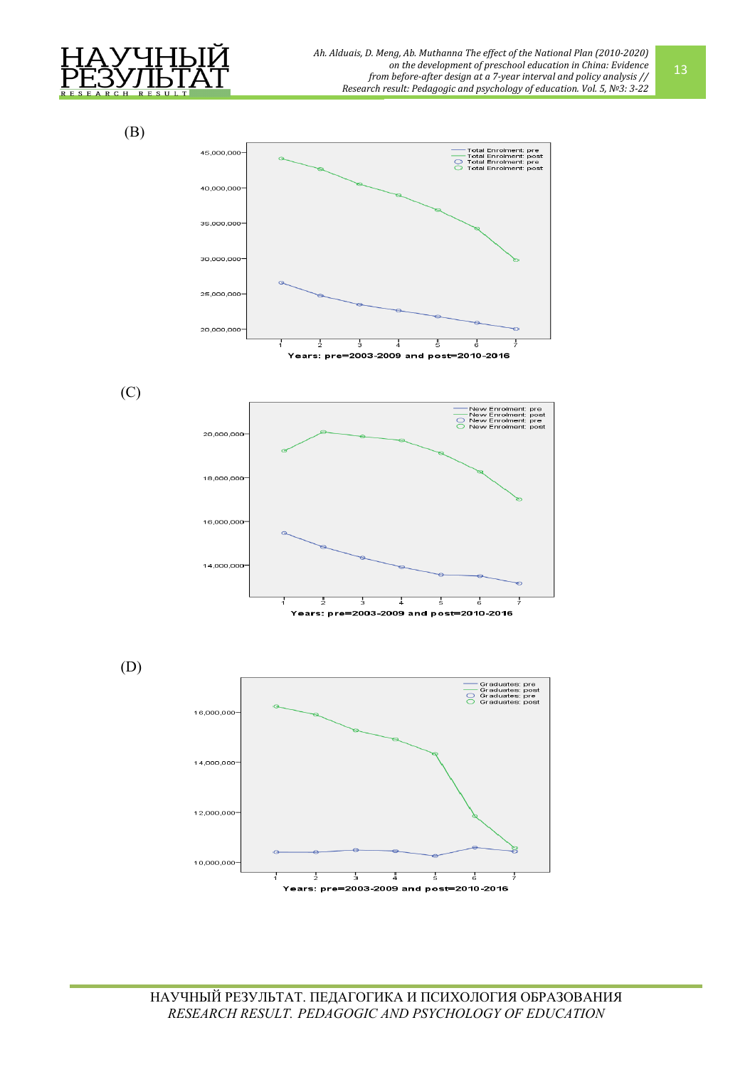(B)

Total Enrolment: pre
Total Enrolment: post
Total Enrolment: pre
Total Enrolment: post

45,000,000
40,000,000
35,000,000
30,000,000
25,000,000
20,000,000

1 2 3 4 5 6 7

Years: pre=2003-2009 and post=2010-2016

(C)

New Enrolment: pre
New Enrolment: post
New Enrolment: pre
New Enrolment: post

20,000,000
18,000,000
16,000,000
14,000,000

1 2 3 4 5 6 7

Years: pre=2003-2009 and post=2010-2016

(D)

Graduates: pre
Graduates: post
Graduates: pre
Graduates: post

16,000,000
14,000,000
12,000,000
10,000,000

1 2 3 4 5 6 7

Years: pre=2003-2009 and post=2010-2016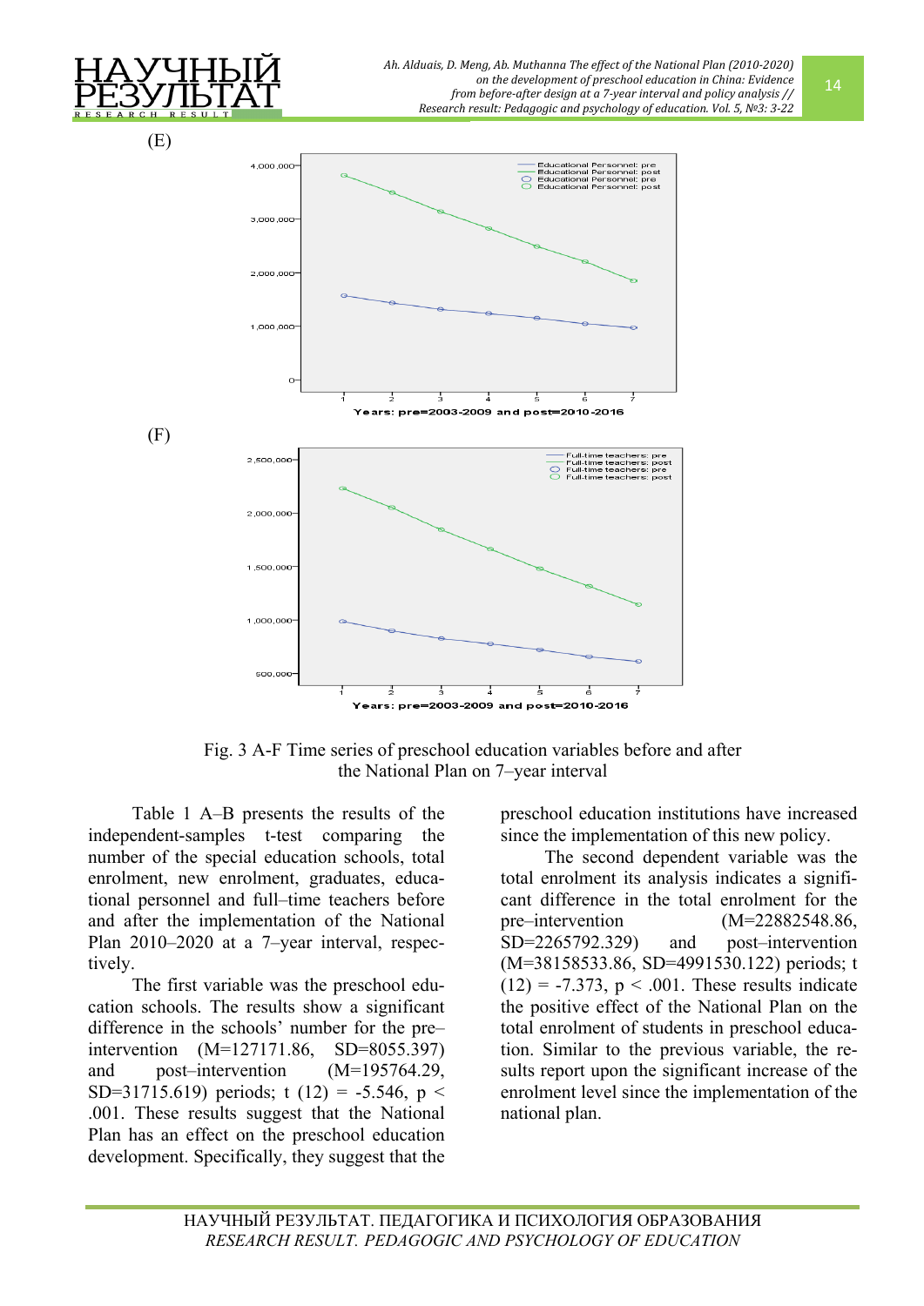(E)

(F)

Fig. 3 A-F Time series of preschool education variables before and after the National Plan on 7–year interval

Table 1 A–B presents the results of the independent-samples t-test comparing the number of the special education schools, total enrolment, new enrolment, graduates, educational personnel and full–time teachers before and after the implementation of the National Plan 2010–2020 at a 7–year interval, respectively.

The first variable was the preschool education schools. The results show a significant difference in the schools' number for the pre–intervention (M=127171.86, SD=8055.397) and post–intervention (M=195764.29, SD=31715.619) periods; $t\ (12) = -5.546$, $p < .001$. These results suggest that the National Plan has an effect on the preschool education development. Specifically, they suggest that the preschool education institutions have increased since the implementation of this new policy.

The second dependent variable was the total enrolment its analysis indicates a significant difference in the total enrolment for the pre–intervention (M=22882548.86, SD=2265792.329) and post–intervention (M=38158533.86, SD=4991530.122) periods; $t\ (12) = -7.373$, $p < .001$. These results indicate the positive effect of the National Plan on the total enrolment of students in preschool education. Similar to the previous variable, the results report upon the significant increase of the enrolment level since the implementation of the national plan.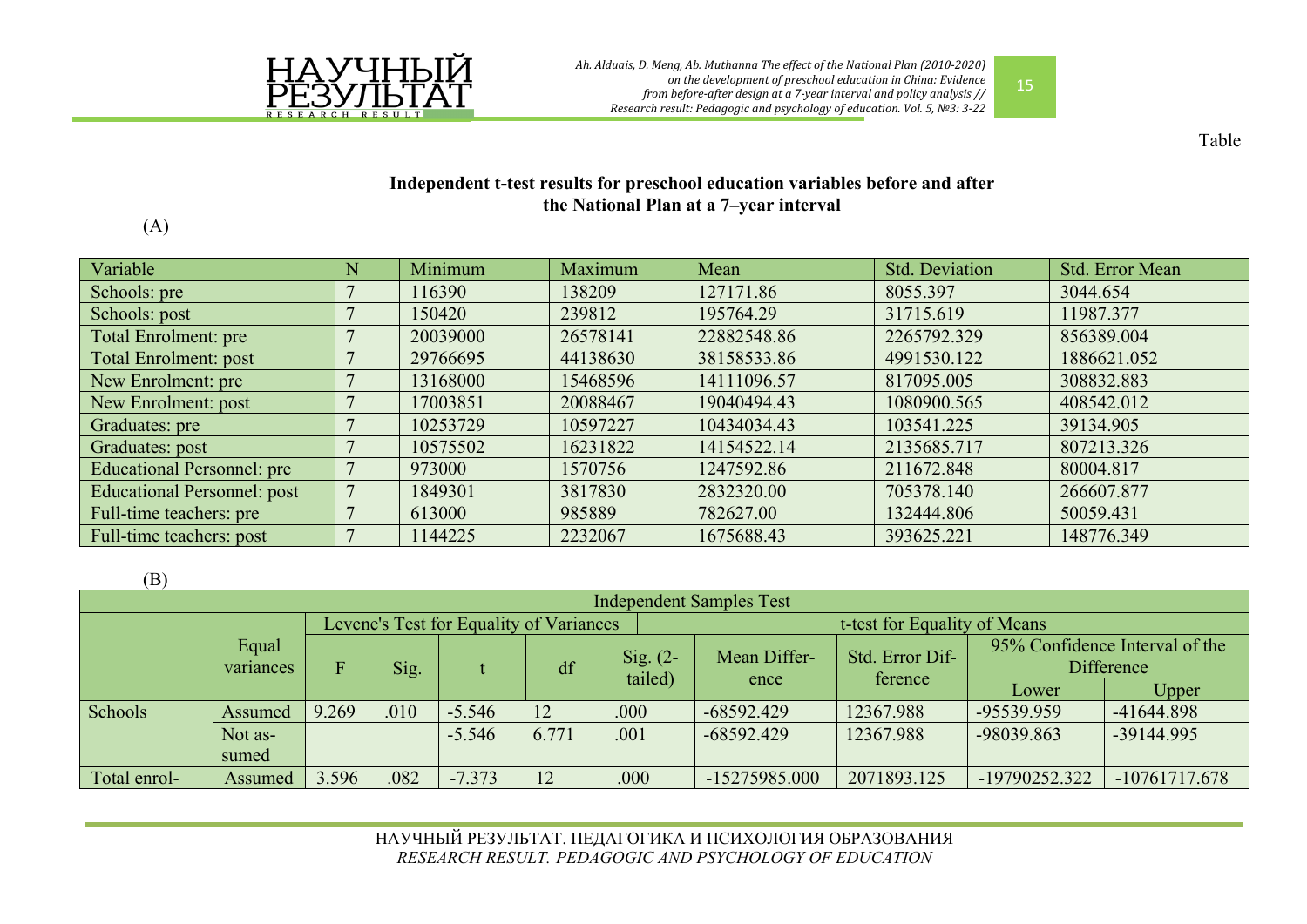Table

**Independent t-test results for preschool education variables before and after the National Plan at a 7–year interval**

(A)

| Variable | N | Minimum | Maximum | Mean | Std. Deviation | Std. Error Mean |
|---|---|---|---|---|---|---|
| Schools: pre | 7 | 116390 | 138209 | 127171.86 | 8055.397 | 3044.654 |
| Schools: post | 7 | 150420 | 239812 | 195764.29 | 31715.619 | 11987.377 |
| Total Enrolment: pre | 7 | 20039000 | 26578141 | 22882548.86 | 2265792.329 | 856389.004 |
| Total Enrolment: post | 7 | 29766695 | 44138630 | 38158533.86 | 4991530.122 | 1886621.052 |
| New Enrolment: pre | 7 | 13168000 | 15468596 | 14111096.57 | 817095.005 | 308832.883 |
| New Enrolment: post | 7 | 17003851 | 20088467 | 19040494.43 | 1080900.565 | 408542.012 |
| Graduates: pre | 7 | 10253729 | 10597227 | 10434034.43 | 103541.225 | 39134.905 |
| Graduates: post | 7 | 10575502 | 16231822 | 14154522.14 | 2135685.717 | 807213.326 |
| Educational Personnel: pre | 7 | 973000 | 1570756 | 1247592.86 | 211672.848 | 80004.817 |
| Educational Personnel: post | 7 | 1849301 | 3817830 | 2832320.00 | 705378.140 | 266607.877 |
| Full-time teachers: pre | 7 | 613000 | 985889 | 782627.00 | 132444.806 | 50059.431 |
| Full-time teachers: post | 7 | 1144225 | 2232067 | 1675688.43 | 393625.221 | 148776.349 |

(B)

| Independent Samples Test | | | | | | | | | | |
|---|---|---|---|---|---|---|---|---|---|---|
| | Equal variances | Levene's Test for Equality of Variances | | t-test for Equality of Means | | | | | | |
| | | F | Sig. | t | df | Sig. (2-tailed) | Mean Difference | Std. Error Difference | 95% Confidence Interval of the Difference | |
| | | | | | | | | | Lower | Upper |
| Schools | Assumed | 9.269 | .010 | -5.546 | 12 | .000 | -68592.429 | 12367.988 | -95539.959 | -41644.898 |
| | Not assumed | | | -5.546 | 6.771 | .001 | -68592.429 | 12367.988 | -98039.863 | -39144.995 |
| Total enrol- | Assumed | 3.596 | .082 | -7.373 | 12 | .000 | -15275985.000 | 2071893.125 | -19790252.322 | -10761717.678 |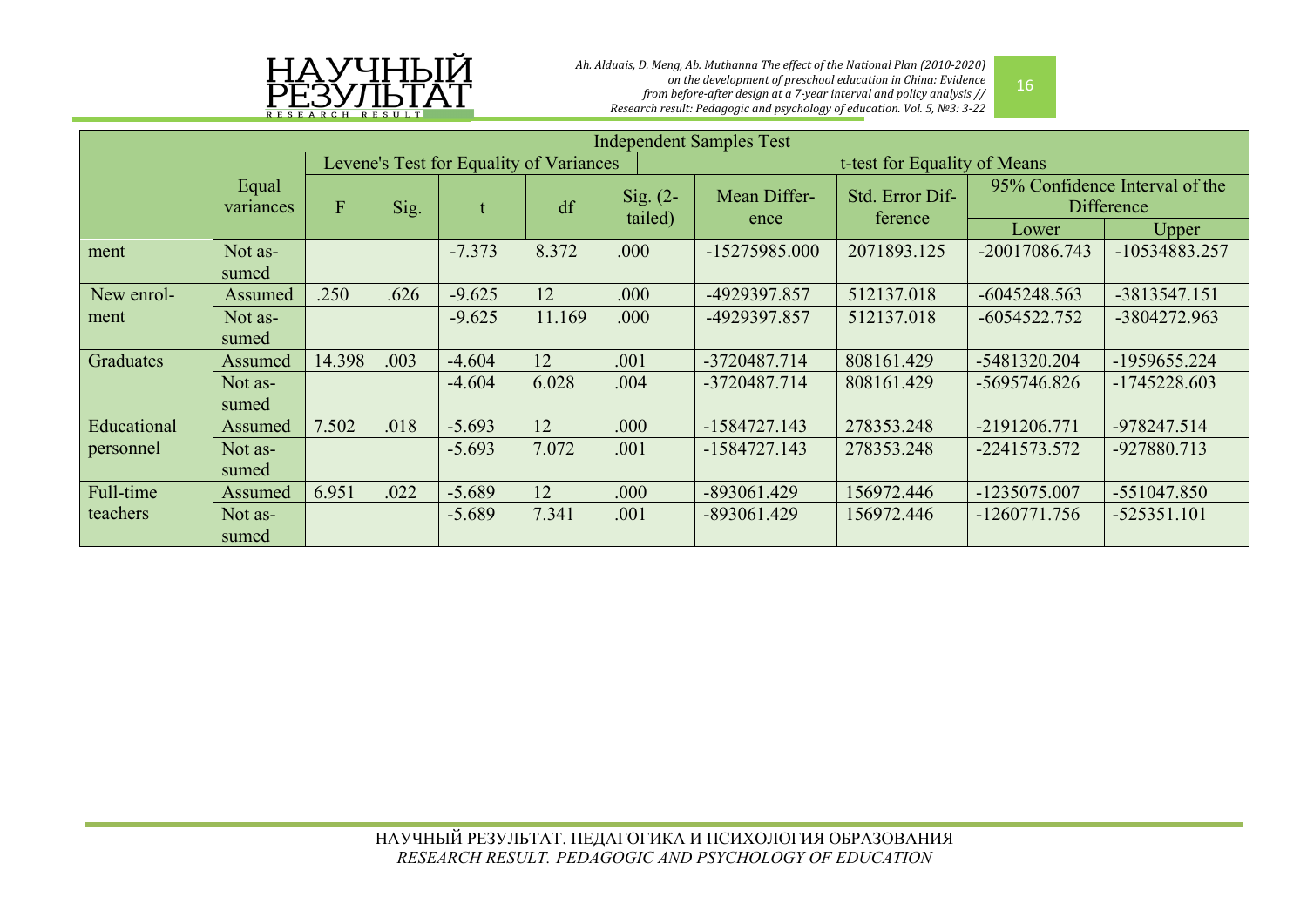| Independent Samples Test | | | | | | | | | | |
|---|---|---|---|---|---|---|---|---|---|---|
| | | Levene's Test for Equality of Variances | | t-test for Equality of Means | | | | | | |
| | Equal variances | F | Sig. | t | df | Sig. (2-tailed) | Mean Difference | Std. Error Difference | 95% Confidence Interval of the Difference | |
| | | | | | | | | | Lower | Upper |
| ment | Not assumed | | | -7.373 | 8.372 | .000 | -15275985.000 | 2071893.125 | -20017086.743 | -10534883.257 |
| New enrolment | Assumed | .250 | .626 | -9.625 | 12 | .000 | -4929397.857 | 512137.018 | -6045248.563 | -3813547.151 |
| | Not assumed | | | -9.625 | 11.169 | .000 | -4929397.857 | 512137.018 | -6054522.752 | -3804272.963 |
| Graduates | Assumed | 14.398 | .003 | -4.604 | 12 | .001 | -3720487.714 | 808161.429 | -5481320.204 | -1959655.224 |
| | Not assumed | | | -4.604 | 6.028 | .004 | -3720487.714 | 808161.429 | -5695746.826 | -1745228.603 |
| Educational personnel | Assumed | 7.502 | .018 | -5.693 | 12 | .000 | -1584727.143 | 278353.248 | -2191206.771 | -978247.514 |
| | Not assumed | | | -5.693 | 7.072 | .001 | -1584727.143 | 278353.248 | -2241573.572 | -927880.713 |
| Full-time teachers | Assumed | 6.951 | .022 | -5.689 | 12 | .000 | -893061.429 | 156972.446 | -1235075.007 | -551047.850 |
| | Not assumed | | | -5.689 | 7.341 | .001 | -893061.429 | 156972.446 | -1260771.756 | -525351.101 |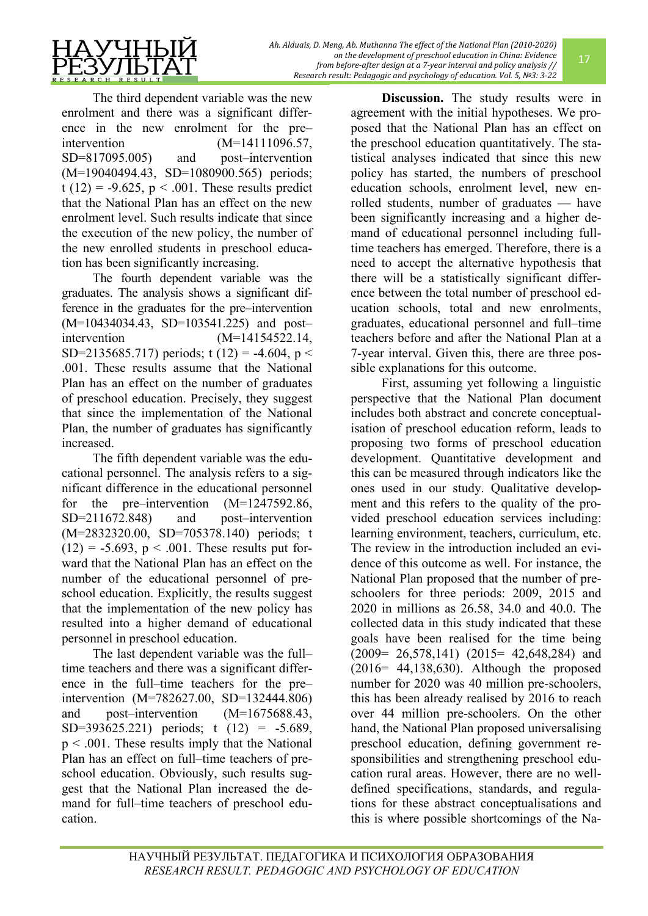The third dependent variable was the new enrolment and there was a significant difference in the new enrolment for the pre–intervention ($M=14111096.57$, $SD=817095.005$) and post–intervention ($M=19040494.43$, $SD=1080900.565$) periods; $t(12) = -9.625$, $p < .001$. These results predict that the National Plan has an effect on the new enrolment level. Such results indicate that since the execution of the new policy, the number of the new enrolled students in preschool education has been significantly increasing.

The fourth dependent variable was the graduates. The analysis shows a significant difference in the graduates for the pre–intervention ($M=10434034.43$, $SD=103541.225$) and post–intervention ($M=14154522.14$, $SD=2135685.717$) periods; $t(12) = -4.604$, $p < .001$. These results assume that the National Plan has an effect on the number of graduates of preschool education. Precisely, they suggest that since the implementation of the National Plan, the number of graduates has significantly increased.

The fifth dependent variable was the educational personnel. The analysis refers to a significant difference in the educational personnel for the pre–intervention ($M=1247592.86$, $SD=211672.848$) and post–intervention ($M=2832320.00$, $SD=705378.140$) periods; $t(12) = -5.693$, $p < .001$. These results put forward that the National Plan has an effect on the number of the educational personnel of preschool education. Explicitly, the results suggest that the implementation of the new policy has resulted into a higher demand of educational personnel in preschool education.

The last dependent variable was the full–time teachers and there was a significant difference in the full–time teachers for the pre–intervention ($M=782627.00$, $SD=132444.806$) and post–intervention ($M=1675688.43$, $SD=393625.221$) periods; $t(12) = -5.689$, $p < .001$. These results imply that the National Plan has an effect on full–time teachers of preschool education. Obviously, such results suggest that the National Plan increased the demand for full–time teachers of preschool education.

**Discussion.** The study results were in agreement with the initial hypotheses. We proposed that the National Plan has an effect on the preschool education quantitatively. The statistical analyses indicated that since this new policy has started, the numbers of preschool education schools, enrolment level, new enrolled students, number of graduates — have been significantly increasing and a higher demand of educational personnel including full-time teachers has emerged. Therefore, there is a need to accept the alternative hypothesis that there will be a statistically significant difference between the total number of preschool education schools, total and new enrolments, graduates, educational personnel and full–time teachers before and after the National Plan at a 7-year interval. Given this, there are three possible explanations for this outcome.

First, assuming yet following a linguistic perspective that the National Plan document includes both abstract and concrete conceptualisation of preschool education reform, leads to proposing two forms of preschool education development. Quantitative development and this can be measured through indicators like the ones used in our study. Qualitative development and this refers to the quality of the provided preschool education services including: learning environment, teachers, curriculum, etc. The review in the introduction included an evidence of this outcome as well. For instance, the National Plan proposed that the number of preschoolers for three periods: 2009, 2015 and 2020 in millions as 26.58, 34.0 and 40.0. The collected data in this study indicated that these goals have been realised for the time being (2009= 26,578,141) (2015= 42,648,284) and (2016= 44,138,630). Although the proposed number for 2020 was 40 million pre-schoolers, this has been already realised by 2016 to reach over 44 million pre-schoolers. On the other hand, the National Plan proposed universalising preschool education, defining government responsibilities and strengthening preschool education rural areas. However, there are no well-defined specifications, standards, and regulations for these abstract conceptualisations and this is where possible shortcomings of the Na-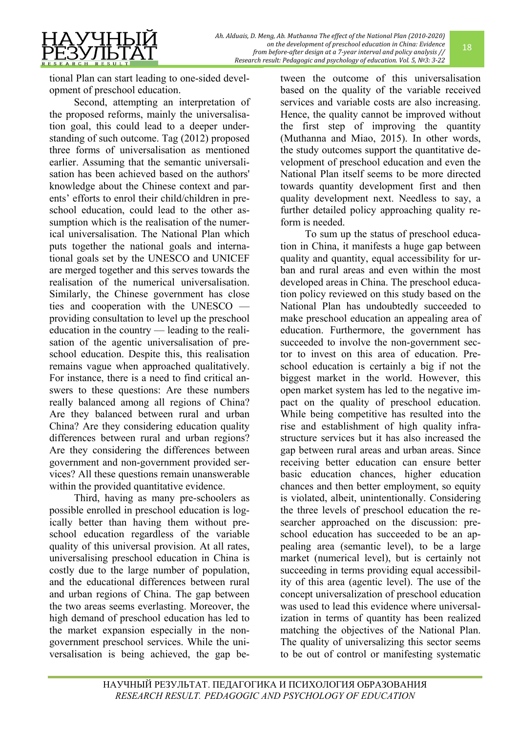tional Plan can start leading to one-sided development of preschool education.

Second, attempting an interpretation of the proposed reforms, mainly the universalisation goal, this could lead to a deeper understanding of such outcome. Tag (2012) proposed three forms of universalisation as mentioned earlier. Assuming that the semantic universalisation has been achieved based on the authors' knowledge about the Chinese context and parents' efforts to enrol their child/children in preschool education, could lead to the other assumption which is the realisation of the numerical universalisation. The National Plan which puts together the national goals and international goals set by the UNESCO and UNICEF are merged together and this serves towards the realisation of the numerical universalisation. Similarly, the Chinese government has close ties and cooperation with the UNESCO — providing consultation to level up the preschool education in the country — leading to the realisation of the agentic universalisation of preschool education. Despite this, this realisation remains vague when approached qualitatively. For instance, there is a need to find critical answers to these questions: Are these numbers really balanced among all regions of China? Are they balanced between rural and urban China? Are they considering education quality differences between rural and urban regions? Are they considering the differences between government and non-government provided services? All these questions remain unanswerable within the provided quantitative evidence.

Third, having as many pre-schoolers as possible enrolled in preschool education is logically better than having them without preschool education regardless of the variable quality of this universal provision. At all rates, universalising preschool education in China is costly due to the large number of population, and the educational differences between rural and urban regions of China. The gap between the two areas seems everlasting. Moreover, the high demand of preschool education has led to the market expansion especially in the non-government preschool services. While the universalisation is being achieved, the gap between the outcome of this universalisation based on the quality of the variable received services and variable costs are also increasing. Hence, the quality cannot be improved without the first step of improving the quantity (Muthanna and Miao, 2015). In other words, the study outcomes support the quantitative development of preschool education and even the National Plan itself seems to be more directed towards quantity development first and then quality development next. Needless to say, a further detailed policy approaching quality reform is needed.

To sum up the status of preschool education in China, it manifests a huge gap between quality and quantity, equal accessibility for urban and rural areas and even within the most developed areas in China. The preschool education policy reviewed on this study based on the National Plan has undoubtedly succeeded to make preschool education an appealing area of education. Furthermore, the government has succeeded to involve the non-government sector to invest on this area of education. Preschool education is certainly a big if not the biggest market in the world. However, this open market system has led to the negative impact on the quality of preschool education. While being competitive has resulted into the rise and establishment of high quality infrastructure services but it has also increased the gap between rural areas and urban areas. Since receiving better education can ensure better basic education chances, higher education chances and then better employment, so equity is violated, albeit, unintentionally. Considering the three levels of preschool education the researcher approached on the discussion: preschool education has succeeded to be an appealing area (semantic level), to be a large market (numerical level), but is certainly not succeeding in terms providing equal accessibility of this area (agentic level). The use of the concept universalization of preschool education was used to lead this evidence where universalization in terms of quantity has been realized matching the objectives of the National Plan. The quality of universalizing this sector seems to be out of control or manifesting systematic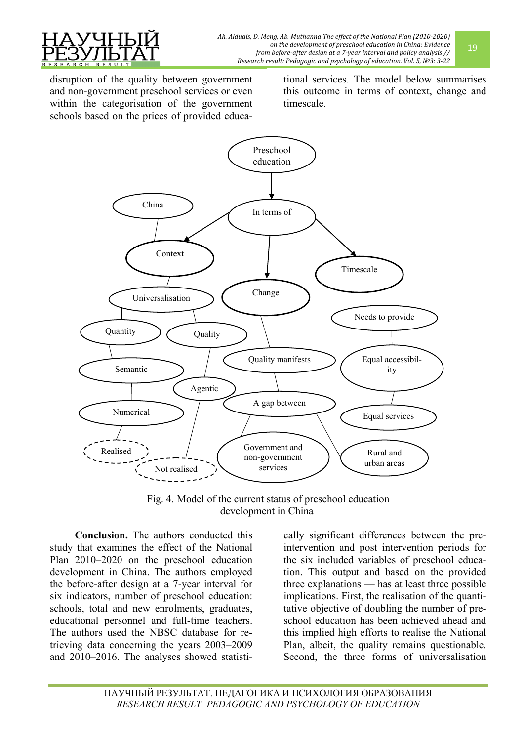disruption of the quality between government and non-government preschool services or even within the categorisation of the government schools based on the prices of provided educational services. The model below summarises this outcome in terms of context, change and timescale.

Fig. 4. Model of the current status of preschool education development in China

**Conclusion.** The authors conducted this study that examines the effect of the National Plan 2010–2020 on the preschool education development in China. The authors employed the before-after design at a 7-year interval for six indicators, number of preschool education: schools, total and new enrolments, graduates, educational personnel and full-time teachers. The authors used the NBSC database for retrieving data concerning the years 2003–2009 and 2010–2016. The analyses showed statistically significant differences between the pre-intervention and post intervention periods for the six included variables of preschool education. This output and based on the provided three explanations — has at least three possible implications. First, the realisation of the quantitative objective of doubling the number of preschool education has been achieved ahead and this implied high efforts to realise the National Plan, albeit, the quality remains questionable. Second, the three forms of universalisation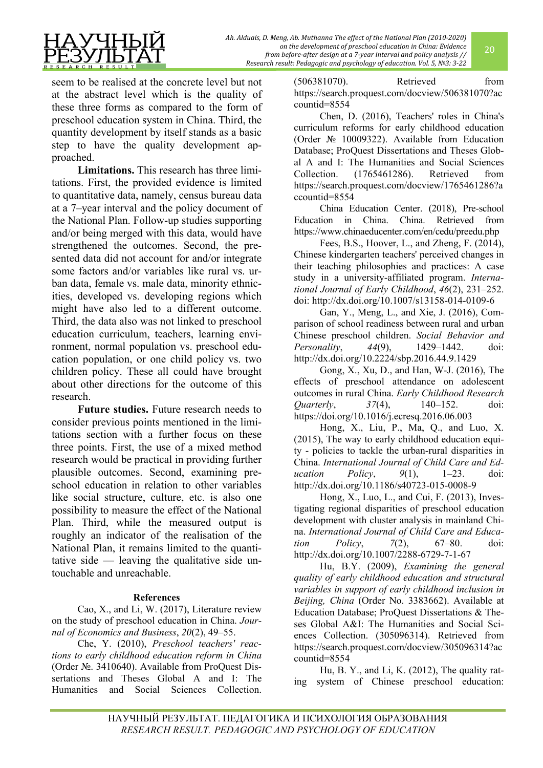seem to be realised at the concrete level but not at the abstract level which is the quality of these three forms as compared to the form of preschool education system in China. Third, the quantity development by itself stands as a basic step to have the quality development approached.

**Limitations.** This research has three limitations. First, the provided evidence is limited to quantitative data, namely, census bureau data at a 7–year interval and the policy document of the National Plan. Follow-up studies supporting and/or being merged with this data, would have strengthened the outcomes. Second, the presented data did not account for and/or integrate some factors and/or variables like rural vs. urban data, female vs. male data, minority ethnicities, developed vs. developing regions which might have also led to a different outcome. Third, the data also was not linked to preschool education curriculum, teachers, learning environment, normal population vs. preschool education population, or one child policy vs. two children policy. These all could have brought about other directions for the outcome of this research.

**Future studies.** Future research needs to consider previous points mentioned in the limitations section with a further focus on these three points. First, the use of a mixed method research would be practical in providing further plausible outcomes. Second, examining preschool education in relation to other variables like social structure, culture, etc. is also one possibility to measure the effect of the National Plan. Third, while the measured output is roughly an indicator of the realisation of the National Plan, it remains limited to the quantitative side — leaving the qualitative side untouchable and unreachable.

## References

Cao, X., and Li, W. (2017), Literature review on the study of preschool education in China. *Journal of Economics and Business*, *20*(2), 49–55.

Che, Y. (2010), *Preschool teachers' reactions to early childhood education reform in China* (Order №. 3410640). Available from ProQuest Dissertations and Theses Global A and I: The Humanities and Social Sciences Collection. (506381070). Retrieved from https://search.proquest.com/docview/506381070?accountid=8554

Chen, D. (2016), Teachers' roles in China's curriculum reforms for early childhood education (Order № 10009322). Available from Education Database; ProQuest Dissertations and Theses Global A and I: The Humanities and Social Sciences Collection. (1765461286). Retrieved from https://search.proquest.com/docview/1765461286?accountid=8554

China Education Center. (2018), Pre-school Education in China. China. Retrieved from https://www.chinaeducenter.com/en/cedu/preedu.php

Fees, B.S., Hoover, L., and Zheng, F. (2014), Chinese kindergarten teachers' perceived changes in their teaching philosophies and practices: A case study in a university-affiliated program. *International Journal of Early Childhood*, *46*(2), 231–252. doi: http://dx.doi.org/10.1007/s13158-014-0109-6

Gan, Y., Meng, L., and Xie, J. (2016), Comparison of school readiness between rural and urban Chinese preschool children. *Social Behavior and Personality*, *44*(9), 1429–1442. doi: http://dx.doi.org/10.2224/sbp.2016.44.9.1429

Gong, X., Xu, D., and Han, W-J. (2016), The effects of preschool attendance on adolescent outcomes in rural China. *Early Childhood Research Quarterly*, *37*(4), 140–152. doi: https://doi.org/10.1016/j.ecresq.2016.06.003

Hong, X., Liu, P., Ma, Q., and Luo, X. (2015), The way to early childhood education equity - policies to tackle the urban-rural disparities in China. *International Journal of Child Care and Education Policy*, *9*(1), 1–23. doi: http://dx.doi.org/10.1186/s40723-015-0008-9

Hong, X., Luo, L., and Cui, F. (2013), Investigating regional disparities of preschool education development with cluster analysis in mainland China. *International Journal of Child Care and Education Policy*, *7*(2), 67–80. doi: http://dx.doi.org/10.1007/2288-6729-7-1-67

Hu, B.Y. (2009), *Examining the general quality of early childhood education and structural variables in support of early childhood inclusion in Beijing, China* (Order No. 3383662). Available at Education Database; ProQuest Dissertations & Theses Global A&I: The Humanities and Social Sciences Collection. (305096314). Retrieved from https://search.proquest.com/docview/305096314?accountid=8554

Hu, B. Y., and Li, K. (2012), The quality rating system of Chinese preschool education: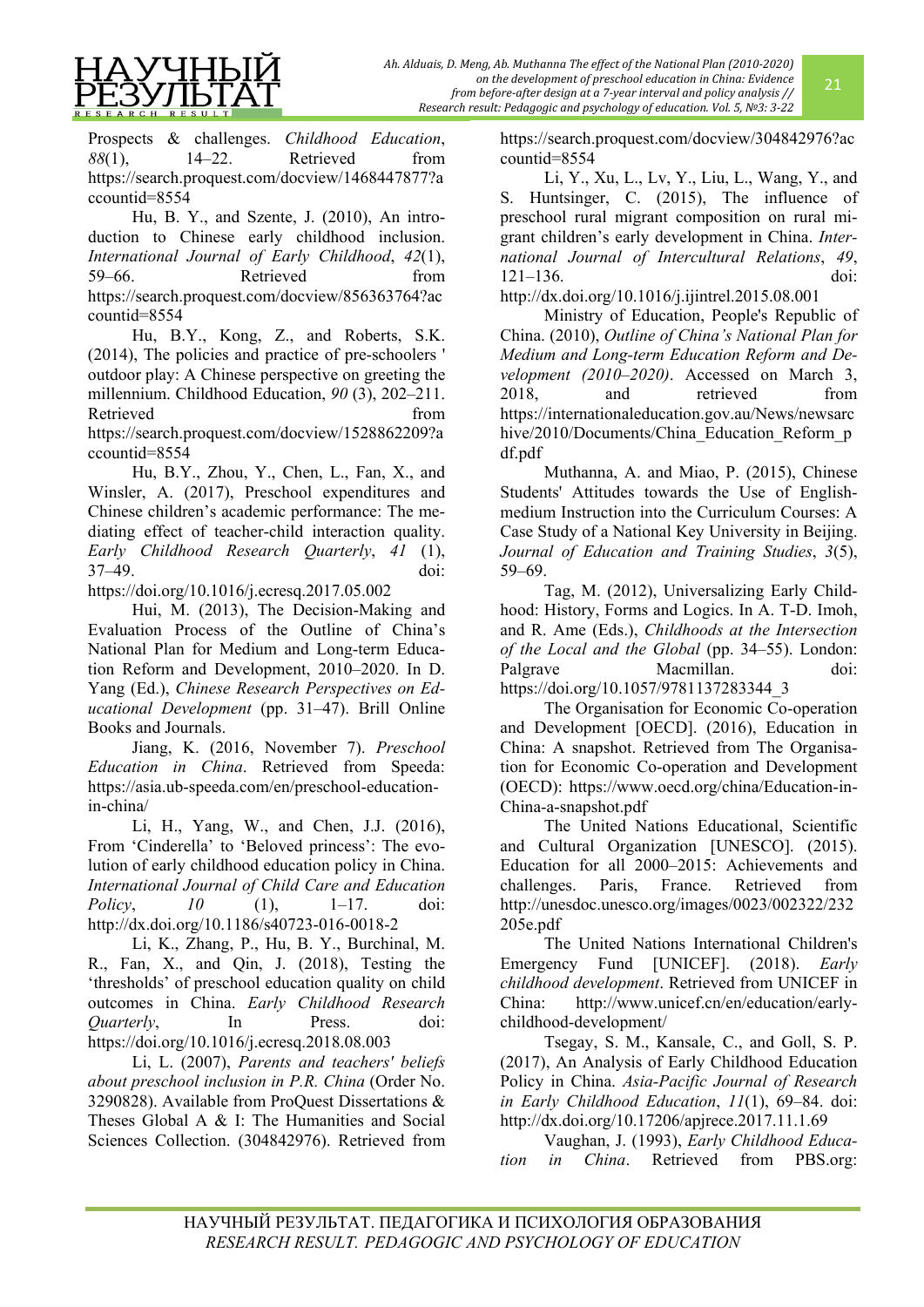Prospects & challenges. *Childhood Education*, *88*(1), 14–22. Retrieved from https://search.proquest.com/docview/1468447877?accountid=8554

Hu, B. Y., and Szente, J. (2010), An introduction to Chinese early childhood inclusion. *International Journal of Early Childhood*, *42*(1), 59–66. Retrieved from https://search.proquest.com/docview/856363764?accountid=8554

Hu, B.Y., Kong, Z., and Roberts, S.K. (2014), The policies and practice of pre-schoolers ' outdoor play: A Chinese perspective on greeting the millennium. Childhood Education, *90* (3), 202–211. Retrieved from https://search.proquest.com/docview/1528862209?accountid=8554

Hu, B.Y., Zhou, Y., Chen, L., Fan, X., and Winsler, A. (2017), Preschool expenditures and Chinese children's academic performance: The mediating effect of teacher-child interaction quality. *Early Childhood Research Quarterly*, *41* (1), 37–49. doi: https://doi.org/10.1016/j.ecresq.2017.05.002

Hui, M. (2013), The Decision-Making and Evaluation Process of the Outline of China's National Plan for Medium and Long-term Education Reform and Development, 2010–2020. In D. Yang (Ed.), *Chinese Research Perspectives on Educational Development* (pp. 31–47). Brill Online Books and Journals.

Jiang, K. (2016, November 7). *Preschool Education in China*. Retrieved from Speeda: https://asia.ub-speeda.com/en/preschool-education-in-china/

Li, H., Yang, W., and Chen, J.J. (2016), From 'Cinderella' to 'Beloved princess': The evolution of early childhood education policy in China. *International Journal of Child Care and Education Policy*, *10* (1), 1–17. doi: http://dx.doi.org/10.1186/s40723-016-0018-2

Li, K., Zhang, P., Hu, B. Y., Burchinal, M. R., Fan, X., and Qin, J. (2018), Testing the 'thresholds' of preschool education quality on child outcomes in China. *Early Childhood Research Quarterly*, In Press. doi: https://doi.org/10.1016/j.ecresq.2018.08.003

Li, L. (2007), *Parents and teachers' beliefs about preschool inclusion in P.R. China* (Order No. 3290828). Available from ProQuest Dissertations & Theses Global A & I: The Humanities and Social Sciences Collection. (304842976). Retrieved from https://search.proquest.com/docview/304842976?accountid=8554

Li, Y., Xu, L., Lv, Y., Liu, L., Wang, Y., and S. Huntsinger, C. (2015), The influence of preschool rural migrant composition on rural migrant children's early development in China. *International Journal of Intercultural Relations*, *49*, 121–136. doi: http://dx.doi.org/10.1016/j.ijintrel.2015.08.001

Ministry of Education, People's Republic of China. (2010), *Outline of China's National Plan for Medium and Long-term Education Reform and Development (2010–2020)*. Accessed on March 3, 2018, and retrieved from https://internationaleducation.gov.au/News/newsarchive/2010/Documents/China_Education_Reform_pdf.pdf

Muthanna, A. and Miao, P. (2015), Chinese Students' Attitudes towards the Use of English-medium Instruction into the Curriculum Courses: A Case Study of a National Key University in Beijing. *Journal of Education and Training Studies*, *3*(5), 59–69.

Tag, M. (2012), Universalizing Early Childhood: History, Forms and Logics. In A. T-D. Imoh, and R. Ame (Eds.), *Childhoods at the Intersection of the Local and the Global* (pp. 34–55). London: Palgrave Macmillan. doi: https://doi.org/10.1057/9781137283344_3

The Organisation for Economic Co-operation and Development [OECD]. (2016), Education in China: A snapshot. Retrieved from The Organisation for Economic Co-operation and Development (OECD): https://www.oecd.org/china/Education-in-China-a-snapshot.pdf

The United Nations Educational, Scientific and Cultural Organization [UNESCO]. (2015). Education for all 2000–2015: Achievements and challenges. Paris, France. Retrieved from http://unesdoc.unesco.org/images/0023/002322/232205e.pdf

The United Nations International Children's Emergency Fund [UNICEF]. (2018). *Early childhood development*. Retrieved from UNICEF in China: http://www.unicef.cn/en/education/early-childhood-development/

Tsegay, S. M., Kansale, C., and Goll, S. P. (2017), An Analysis of Early Childhood Education Policy in China. *Asia-Pacific Journal of Research in Early Childhood Education*, *11*(1), 69–84. doi: http://dx.doi.org/10.17206/apjrece.2017.11.1.69

Vaughan, J. (1993), *Early Childhood Education in China*. Retrieved from PBS.org: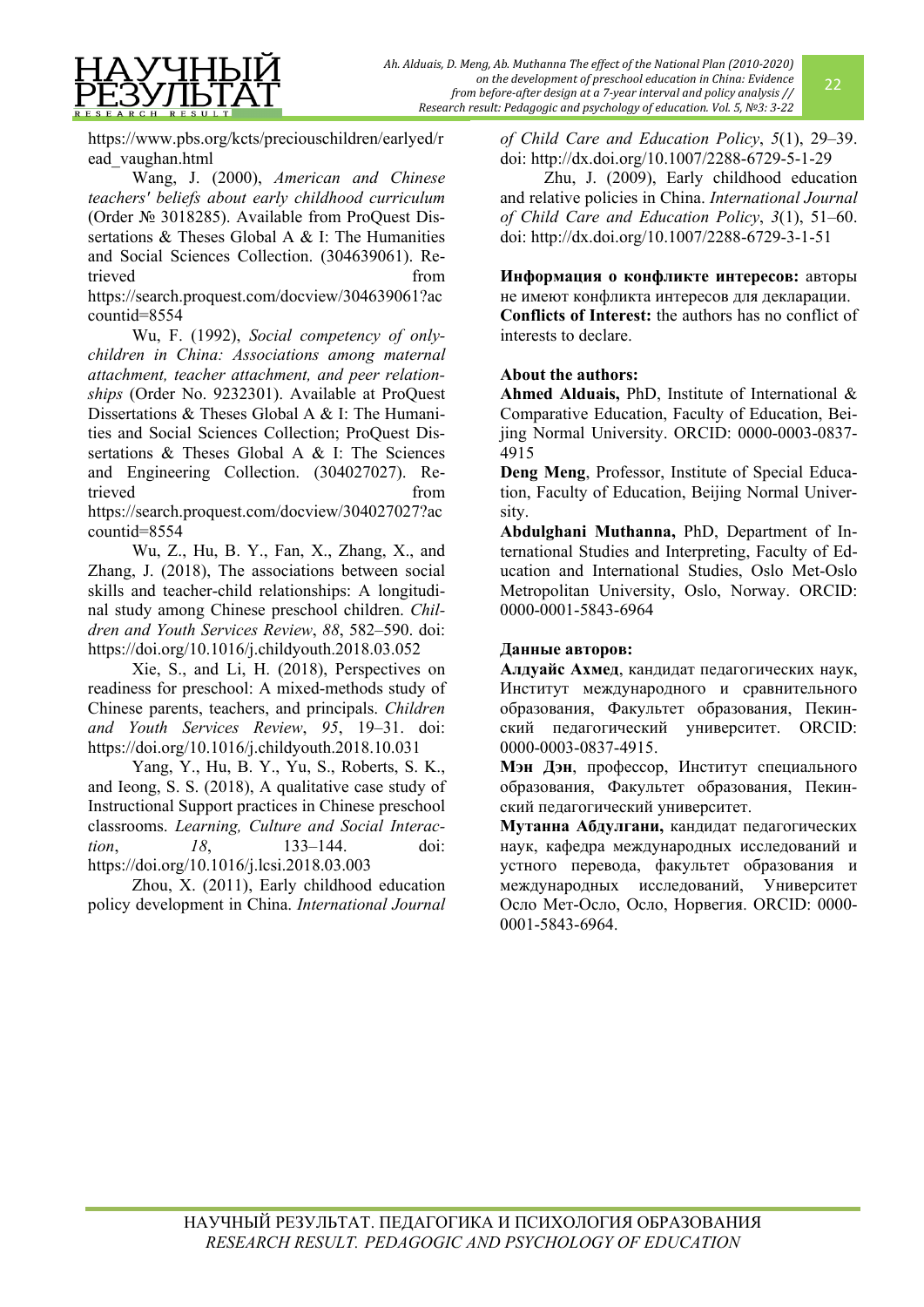https://www.pbs.org/kcts/preciouschildren/earlyed/read_vaughan.html

Wang, J. (2000), *American and Chinese teachers' beliefs about early childhood curriculum* (Order № 3018285). Available from ProQuest Dissertations & Theses Global A & I: The Humanities and Social Sciences Collection. (304639061). Retrieved from https://search.proquest.com/docview/304639061?accountid=8554

Wu, F. (1992), *Social competency of only-children in China: Associations among maternal attachment, teacher attachment, and peer relationships* (Order No. 9232301). Available at ProQuest Dissertations & Theses Global A & I: The Humanities and Social Sciences Collection; ProQuest Dissertations & Theses Global A & I: The Sciences and Engineering Collection. (304027027). Retrieved from https://search.proquest.com/docview/304027027?accountid=8554

Wu, Z., Hu, B. Y., Fan, X., Zhang, X., and Zhang, J. (2018), The associations between social skills and teacher-child relationships: A longitudinal study among Chinese preschool children. *Children and Youth Services Review*, *88*, 582–590. doi: https://doi.org/10.1016/j.childyouth.2018.03.052

Xie, S., and Li, H. (2018), Perspectives on readiness for preschool: A mixed-methods study of Chinese parents, teachers, and principals. *Children and Youth Services Review*, *95*, 19–31. doi: https://doi.org/10.1016/j.childyouth.2018.10.031

Yang, Y., Hu, B. Y., Yu, S., Roberts, S. K., and Ieong, S. S. (2018), A qualitative case study of Instructional Support practices in Chinese preschool classrooms. *Learning, Culture and Social Interaction*, *18*, 133–144. doi: https://doi.org/10.1016/j.lcsi.2018.03.003

Zhou, X. (2011), Early childhood education policy development in China. *International Journal of Child Care and Education Policy*, *5*(1), 29–39. doi: http://dx.doi.org/10.1007/2288-6729-5-1-29

Zhu, J. (2009), Early childhood education and relative policies in China. *International Journal of Child Care and Education Policy*, *3*(1), 51–60. doi: http://dx.doi.org/10.1007/2288-6729-3-1-51

**Информация о конфликте интересов:** авторы не имеют конфликта интересов для декларации.
**Conflicts of Interest:** the authors has no conflict of interests to declare.

**About the authors:**

**Ahmed Alduais,** PhD, Institute of International & Comparative Education, Faculty of Education, Beijing Normal University. ORCID: 0000-0003-0837-4915

**Deng Meng**, Professor, Institute of Special Education, Faculty of Education, Beijing Normal University.

**Abdulghani Muthanna,** PhD, Department of International Studies and Interpreting, Faculty of Education and International Studies, Oslo Met-Oslo Metropolitan University, Oslo, Norway. ORCID: 0000-0001-5843-6964

**Данные авторов:**

**Алдуайс Ахмед**, кандидат педагогических наук, Институт международного и сравнительного образования, Факультет образования, Пекинский педагогический университет. ORCID: 0000-0003-0837-4915.

**Мэн Дэн**, профессор, Институт специального образования, Факультет образования, Пекинский педагогический университет.

**Мутанна Абдулгани,** кандидат педагогических наук, кафедра международных исследований и устного перевода, факультет образования и международных исследований, Университет Осло Мет-Осло, Осло, Норвегия. ORCID: 0000-0001-5843-6964.